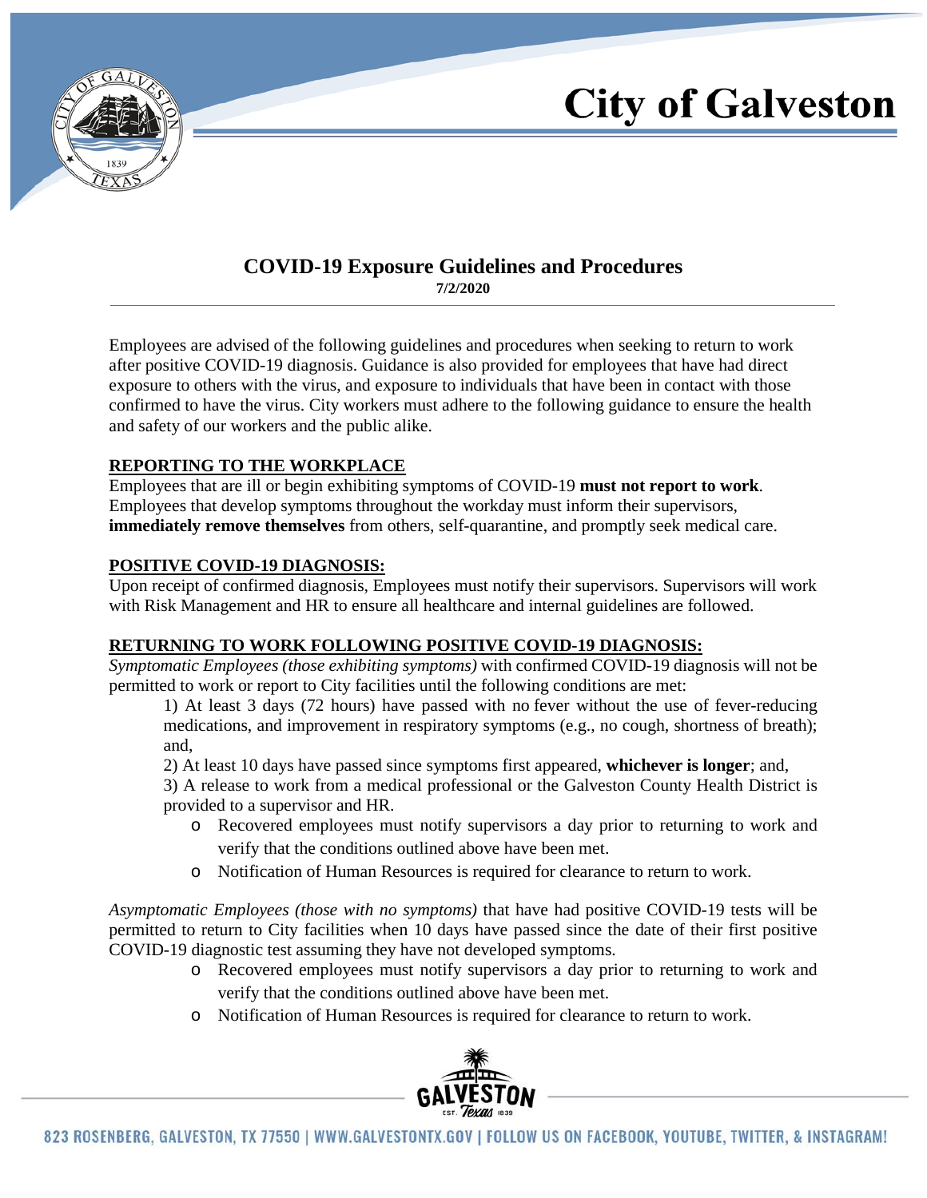# City of Galveston

## COVID-19 Exposure Guidelines and Procedures

**7/2/2020**

Employees are advised of the following guidelines and procedures when seeking to return to work after positive COVID-19 diagnosis. Guidance is also provided for employees that have had direct exposure to others with the virus, and exposure to individuals that have been in contact with those confirmed to have the virus. City workers must adhere to the following guidance to ensure the health and safety of our workers and the public alike.

### REPORTING TO THE WORKPLACE

Employees that are ill or begin exhibiting symptoms of COVID-19 **must not report to work**. Employees that develop symptoms throughout the workday must inform their supervisors, **immediately remove themselves** from others, self-quarantine, and promptly seek medical care.

### POSITIVE COVID-19 DIAGNOSIS:

Upon receipt of confirmed diagnosis, Employees must notify their supervisors. Supervisors will work with Risk Management and HR to ensure all healthcare and internal guidelines are followed.

### RETURNING TO WORK FOLLOWING POSITIVE COVID-19 DIAGNOSIS:

*Symptomatic Employees (those exhibiting symptoms)* with confirmed COVID-19 diagnosis will not be permitted to work or report to City facilities until the following conditions are met:

1) At least 3 days (72 hours) have passed with no fever without the use of fever-reducing medications, and improvement in respiratory symptoms (e.g., no cough, shortness of breath); and,

2) At least 10 days have passed since symptoms first appeared, **whichever is longer**; and,

3) A release to work from a medical professional or the Galveston County Health District is provided to a supervisor and HR.

- Recovered employees must notify supervisors a day prior to returning to work and verify that the conditions outlined above have been met.
- Notification of Human Resources is required for clearance to return to work.

*Asymptomatic Employees (those with no symptoms)* that have had positive COVID-19 tests will be permitted to return to City facilities when 10 days have passed since the date of their first positive COVID-19 diagnostic test assuming they have not developed symptoms.

- Recovered employees must notify supervisors a day prior to returning to work and verify that the conditions outlined above have been met.
- Notification of Human Resources is required for clearance to return to work.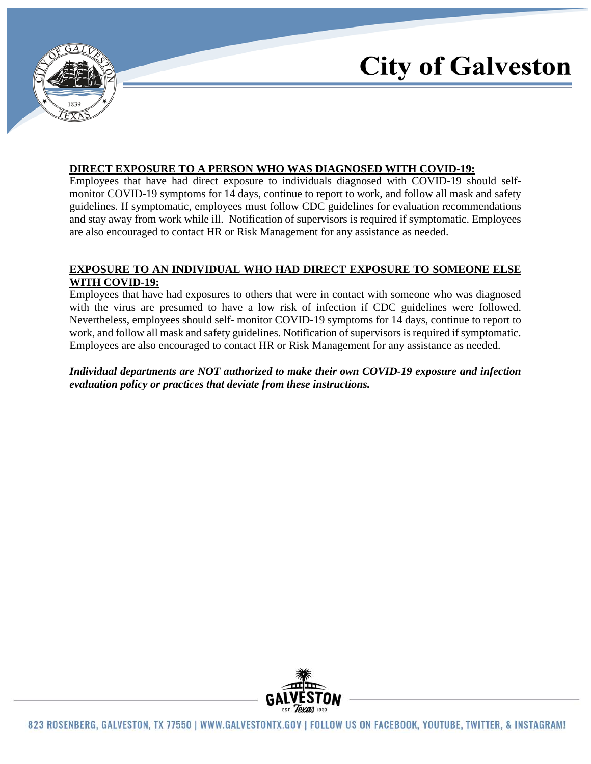**DIRECT EXPOSURE TO A PERSON WHO WAS DIAGNOSED WITH COVID-19:**

Employees that have had direct exposure to individuals diagnosed with COVID-19 should self-monitor COVID-19 symptoms for 14 days, continue to report to work, and follow all mask and safety guidelines. If symptomatic, employees must follow CDC guidelines for evaluation recommendations and stay away from work while ill. Notification of supervisors is required if symptomatic. Employees are also encouraged to contact HR or Risk Management for any assistance as needed.

**EXPOSURE TO AN INDIVIDUAL WHO HAD DIRECT EXPOSURE TO SOMEONE ELSE WITH COVID-19:**

Employees that have had exposures to others that were in contact with someone who was diagnosed with the virus are presumed to have a low risk of infection if CDC guidelines were followed. Nevertheless, employees should self- monitor COVID-19 symptoms for 14 days, continue to report to work, and follow all mask and safety guidelines. Notification of supervisors is required if symptomatic. Employees are also encouraged to contact HR or Risk Management for any assistance as needed.

***Individual departments are NOT authorized to make their own COVID-19 exposure and infection evaluation policy or practices that deviate from these instructions.***